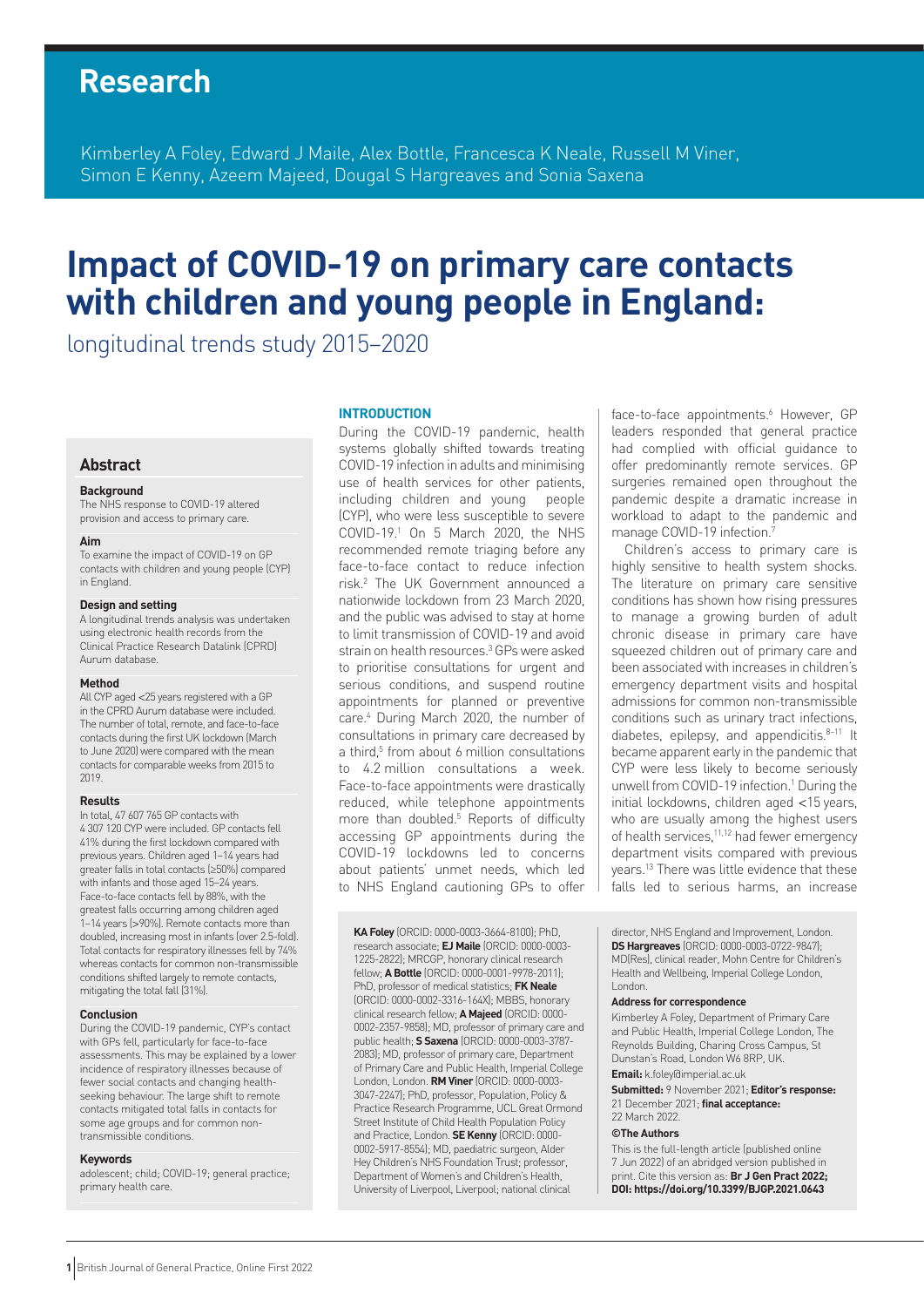# Research

Kimberley A Foley, Edward J Maile, Alex Bottle, Francesca K Neale, Russell M Viner, Simon E Kenny, Azeem Majeed, Dougal S Hargreaves and Sonia Saxena

# Impact of COVID-19 on primary care contacts with children and young people in England:

longitudinal trends study 2015–2020

## Abstract

### Background

The NHS response to COVID-19 altered provision and access to primary care.

### Aim

To examine the impact of COVID-19 on GP contacts with children and young people (CYP) in England.

### Design and setting

A longitudinal trends analysis was undertaken using electronic health records from the Clinical Practice Research Datalink (CPRD) Aurum database.

### Method

All CYP aged <25 years registered with a GP in the CPRD Aurum database were included. The number of total, remote, and face-to-face contacts during the first UK lockdown (March to June 2020) were compared with the mean contacts for comparable weeks from 2015 to 2019.

### Results

In total, 47 607 765 GP contacts with 4 307 120 CYP were included. GP contacts fell 41% during the first lockdown compared with previous years. Children aged 1–14 years had greater falls in total contacts (≥50%) compared with infants and those aged 15–24 years. Face-to-face contacts fell by 88%, with the greatest falls occurring among children aged 1–14 years (>90%). Remote contacts more than doubled, increasing most in infants (over 2.5-fold). Total contacts for respiratory illnesses fell by 74% whereas contacts for common non-transmissible conditions shifted largely to remote contacts, mitigating the total fall (31%).

### Conclusion

During the COVID-19 pandemic, CYP's contact with GPs fell, particularly for face-to-face assessments. This may be explained by a lower incidence of respiratory illnesses because of fewer social contacts and changing health-seeking behaviour. The large shift to remote contacts mitigated total falls in contacts for some age groups and for common non-transmissible conditions.

### Keywords

adolescent; child; COVID-19; general practice; primary health care.

## INTRODUCTION

During the COVID-19 pandemic, health systems globally shifted towards treating COVID-19 infection in adults and minimising use of health services for other patients, including children and young people (CYP), who were less susceptible to severe COVID-19.[1] On 5 March 2020, the NHS recommended remote triaging before any face-to-face contact to reduce infection risk.[2] The UK Government announced a nationwide lockdown from 23 March 2020, and the public was advised to stay at home to limit transmission of COVID-19 and avoid strain on health resources.[3] GPs were asked to prioritise consultations for urgent and serious conditions, and suspend routine appointments for planned or preventive care.[4] During March 2020, the number of consultations in primary care decreased by a third,[5] from about 6 million consultations to 4.2 million consultations a week. Face-to-face appointments were drastically reduced, while telephone appointments more than doubled.[5] Reports of difficulty accessing GP appointments during the COVID-19 lockdowns led to concerns about patients' unmet needs, which led to NHS England cautioning GPs to offer face-to-face appointments.[6] However, GP leaders responded that general practice had complied with official guidance to offer predominantly remote services. GP surgeries remained open throughout the pandemic despite a dramatic increase in workload to adapt to the pandemic and manage COVID-19 infection.[7]

Children's access to primary care is highly sensitive to health system shocks. The literature on primary care sensitive conditions has shown how rising pressures to manage a growing burden of adult chronic disease in primary care have squeezed children out of primary care and been associated with increases in children's emergency department visits and hospital admissions for common non-transmissible conditions such as urinary tract infections, diabetes, epilepsy, and appendicitis.[8–11] It became apparent early in the pandemic that CYP were less likely to become seriously unwell from COVID-19 infection.[1] During the initial lockdowns, children aged <15 years, who are usually among the highest users of health services,[11,12] had fewer emergency department visits compared with previous years.[13] There was little evidence that these falls led to serious harms, an increase

**KA Foley** (ORCID: 0000-0003-3664-8100); PhD, research associate; **EJ Maile** (ORCID: 0000-0003-1225-2822); MRCGP, honorary clinical research fellow; **A Bottle** (ORCID: 0000-0001-9978-2011); PhD, professor of medical statistics; **FK Neale** (ORCID: 0000-0002-3316-164X); MBBS, honorary clinical research fellow; **A Majeed** (ORCID: 0000-0002-2357-9858); MD, professor of primary care and public health; **S Saxena** (ORCID: 0000-0003-3787-2083); MD, professor of primary care, Department of Primary Care and Public Health, Imperial College London, London. **RM Viner** (ORCID: 0000-0003-3047-2247); PhD, professor, Population, Policy & Practice Research Programme, UCL Great Ormond Street Institute of Child Health Population Policy and Practice, London. **SE Kenny** (ORCID: 0000-0002-5917-8554); MD, paediatric surgeon, Alder Hey Children's NHS Foundation Trust; professor, Department of Women's and Children's Health, University of Liverpool, Liverpool; national clinical director, NHS England and Improvement, London. **DS Hargreaves** (ORCID: 0000-0003-0722-9847); MD(Res), clinical reader, Mohn Centre for Children's Health and Wellbeing, Imperial College London, London.

**Address for correspondence**

Kimberley A Foley, Department of Primary Care and Public Health, Imperial College London, The Reynolds Building, Charing Cross Campus, St Dunstan's Road, London W6 8RP, UK.

**Email:** k.foley@imperial.ac.uk

**Submitted:** 9 November 2021; **Editor's response:** 21 December 2021; **final acceptance:** 22 March 2022.

**©The Authors**

This is the full-length article (published online 7 Jun 2022) of an abridged version published in print. Cite this version as: **Br J Gen Pract 2022; DOI: https://doi.org/10.3399/BJGP.2021.0643**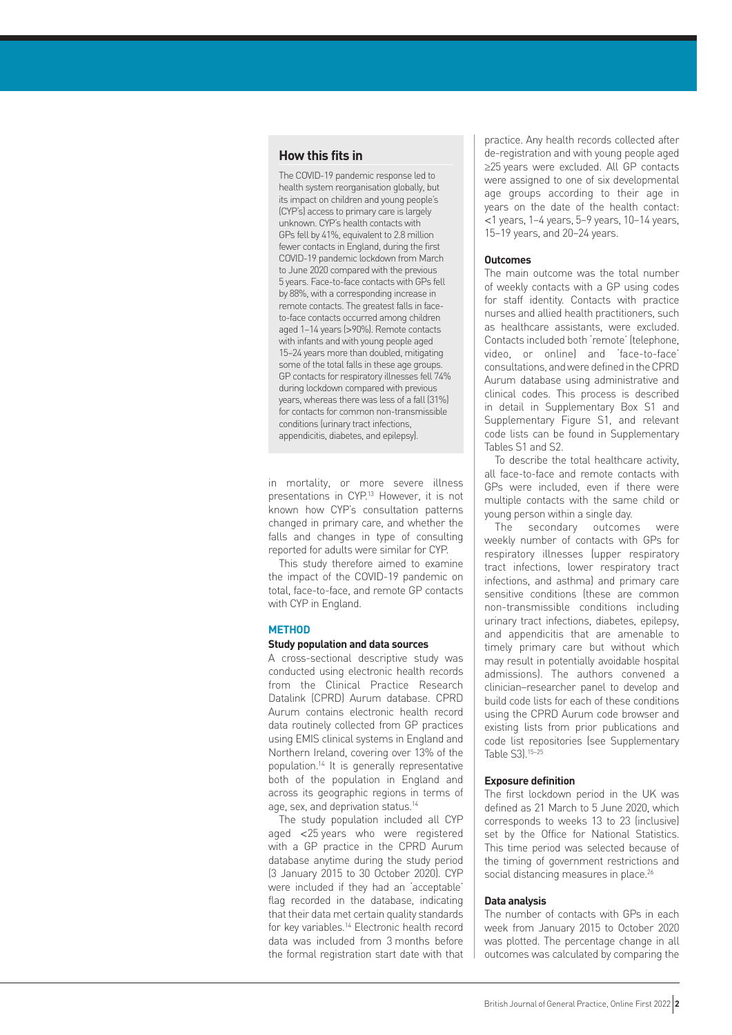## How this fits in

The COVID-19 pandemic response led to health system reorganisation globally, but its impact on children and young people's (CYP's) access to primary care is largely unknown. CYP's health contacts with GPs fell by 41%, equivalent to 2.8 million fewer contacts in England, during the first COVID-19 pandemic lockdown from March to June 2020 compared with the previous 5 years. Face-to-face contacts with GPs fell by 88%, with a corresponding increase in remote contacts. The greatest falls in face-to-face contacts occurred among children aged 1–14 years (>90%). Remote contacts with infants and with young people aged 15–24 years more than doubled, mitigating some of the total falls in these age groups. GP contacts for respiratory illnesses fell 74% during lockdown compared with previous years, whereas there was less of a fall (31%) for contacts for common non-transmissible conditions (urinary tract infections, appendicitis, diabetes, and epilepsy).

in mortality, or more severe illness presentations in CYP.[13] However, it is not known how CYP's consultation patterns changed in primary care, and whether the falls and changes in type of consulting reported for adults were similar for CYP.

This study therefore aimed to examine the impact of the COVID-19 pandemic on total, face-to-face, and remote GP contacts with CYP in England.

## METHOD

### Study population and data sources

A cross-sectional descriptive study was conducted using electronic health records from the Clinical Practice Research Datalink (CPRD) Aurum database. CPRD Aurum contains electronic health record data routinely collected from GP practices using EMIS clinical systems in England and Northern Ireland, covering over 13% of the population.[14] It is generally representative both of the population in England and across its geographic regions in terms of age, sex, and deprivation status.[14]

The study population included all CYP aged <25 years who were registered with a GP practice in the CPRD Aurum database anytime during the study period (3 January 2015 to 30 October 2020). CYP were included if they had an 'acceptable' flag recorded in the database, indicating that their data met certain quality standards for key variables.[14] Electronic health record data was included from 3 months before the formal registration start date with that practice. Any health records collected after de-registration and with young people aged ≥25 years were excluded. All GP contacts were assigned to one of six developmental age groups according to their age in years on the date of the health contact: <1 years, 1–4 years, 5–9 years, 10–14 years, 15–19 years, and 20–24 years.

### Outcomes

The main outcome was the total number of weekly contacts with a GP using codes for staff identity. Contacts with practice nurses and allied health practitioners, such as healthcare assistants, were excluded. Contacts included both 'remote' (telephone, video, or online) and 'face-to-face' consultations, and were defined in the CPRD Aurum database using administrative and clinical codes. This process is described in detail in Supplementary Box S1 and Supplementary Figure S1, and relevant code lists can be found in Supplementary Tables S1 and S2.

To describe the total healthcare activity, all face-to-face and remote contacts with GPs were included, even if there were multiple contacts with the same child or young person within a single day.

The secondary outcomes were weekly number of contacts with GPs for respiratory illnesses (upper respiratory tract infections, lower respiratory tract infections, and asthma) and primary care sensitive conditions (these are common non-transmissible conditions including urinary tract infections, diabetes, epilepsy, and appendicitis that are amenable to timely primary care but without which may result in potentially avoidable hospital admissions). The authors convened a clinician–researcher panel to develop and build code lists for each of these conditions using the CPRD Aurum code browser and existing lists from prior publications and code list repositories (see Supplementary Table S3).[15–25]

### Exposure definition

The first lockdown period in the UK was defined as 21 March to 5 June 2020, which corresponds to weeks 13 to 23 (inclusive) set by the Office for National Statistics. This time period was selected because of the timing of government restrictions and social distancing measures in place.[26]

### Data analysis

The number of contacts with GPs in each week from January 2015 to October 2020 was plotted. The percentage change in all outcomes was calculated by comparing the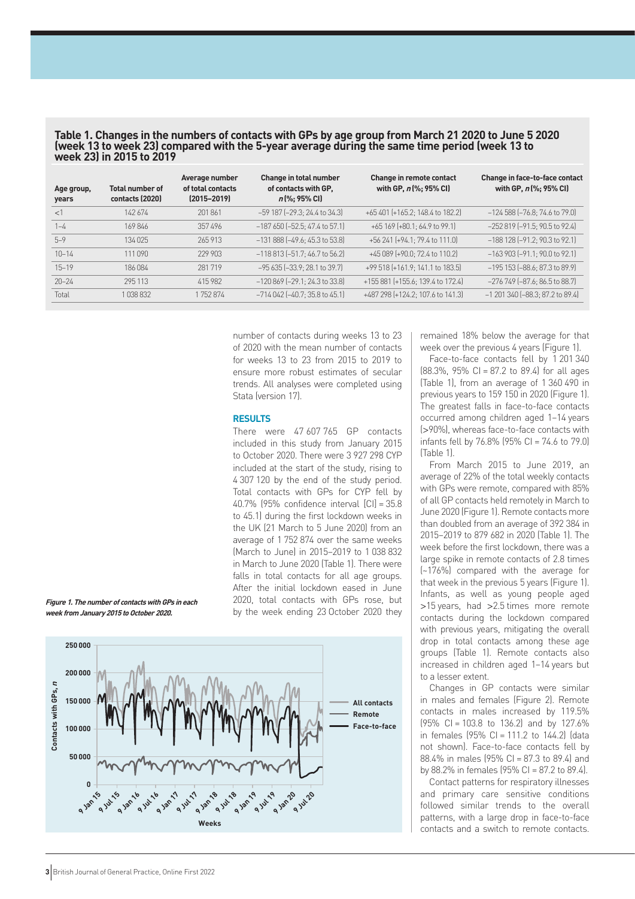**Table 1. Changes in the numbers of contacts with GPs by age group from March 21 2020 to June 5 2020 (week 13 to week 23) compared with the 5-year average during the same time period (week 13 to week 23) in 2015 to 2019**

| Age group, years | Total number of contacts (2020) | Average number of total contacts (2015–2019) | Change in total number of contacts with GP, *n* (%; 95% CI) | Change in remote contact with GP, *n* (%; 95% CI) | Change in face-to-face contact with GP, *n* (%; 95% CI) |
|---|---|---|---|---|---|
| <1 | 142 674 | 201 861 | −59 187 (−29.3; 24.4 to 34.3) | +65 401 (+165.2; 148.4 to 182.2) | −124 588 (−76.8; 74.6 to 79.0) |
| 1–4 | 169 846 | 357 496 | −187 650 (−52.5; 47.4 to 57.1) | +65 169 (+80.1; 64.9 to 99.1) | −252 819 (−91.5; 90.5 to 92.4) |
| 5–9 | 134 025 | 265 913 | −131 888 (−49.6; 45.3 to 53.8) | +56 241 (+94.1; 79.4 to 111.0) | −188 128 (−91.2; 90.3 to 92.1) |
| 10–14 | 111 090 | 229 903 | −118 813 (−51.7; 46.7 to 56.2) | +45 089 (+90.0; 72.4 to 110.2) | −163 903 (−91.1; 90.0 to 92.1) |
| 15–19 | 186 084 | 281 719 | −95 635 (−33.9; 28.1 to 39.7) | +99 518 (+161.9; 141.1 to 183.5) | −195 153 (−88.6; 87.3 to 89.9) |
| 20–24 | 295 113 | 415 982 | −120 869 (−29.1; 24.3 to 33.8) | +155 881 (+155.6; 139.4 to 172.4) | −276 749 (−87.6; 86.5 to 88.7) |
| Total | 1 038 832 | 1 752 874 | −714 042 (−40.7; 35.8 to 45.1) | +487 298 (+124.2; 107.6 to 141.3) | −1 201 340 (−88.3; 87.2 to 89.4) |

number of contacts during weeks 13 to 23 of 2020 with the mean number of contacts for weeks 13 to 23 from 2015 to 2019 to ensure more robust estimates of secular trends. All analyses were completed using Stata (version 17).

## RESULTS

There were 47 607 765 GP contacts included in this study from January 2015 to October 2020. There were 3 927 298 CYP included at the start of the study, rising to 4 307 120 by the end of the study period. Total contacts with GPs for CYP fell by 40.7% (95% confidence interval [CI] = 35.8 to 45.1) during the first lockdown weeks in the UK (21 March to 5 June 2020) from an average of 1 752 874 over the same weeks (March to June) in 2015–2019 to 1 038 832 in March to June 2020 (Table 1). There were falls in total contacts for all age groups. After the initial lockdown eased in June 2020, total contacts with GPs rose, but by the week ending 23 October 2020 they remained 18% below the average for that week over the previous 4 years (Figure 1).

Face-to-face contacts fell by 1 201 340 (88.3%, 95% CI = 87.2 to 89.4) for all ages (Table 1), from an average of 1 360 490 in previous years to 159 150 in 2020 (Figure 1). The greatest falls in face-to-face contacts occurred among children aged 1–14 years (>90%), whereas face-to-face contacts with infants fell by 76.8% (95% CI = 74.6 to 79.0) (Table 1).

From March 2015 to June 2019, an average of 22% of the total weekly contacts with GPs were remote, compared with 85% of all GP contacts held remotely in March to June 2020 (Figure 1). Remote contacts more than doubled from an average of 392 384 in 2015–2019 to 879 682 in 2020 (Table 1). The week before the first lockdown, there was a large spike in remote contacts of 2.8 times (~176%) compared with the average for that week in the previous 5 years (Figure 1). Infants, as well as young people aged >15 years, had >2.5 times more remote contacts during the lockdown compared with previous years, mitigating the overall drop in total contacts among these age groups (Table 1). Remote contacts also increased in children aged 1–14 years but to a lesser extent.

Changes in GP contacts were similar in males and females (Figure 2). Remote contacts in males increased by 119.5% (95% CI = 103.8 to 136.2) and by 127.6% in females (95% CI = 111.2 to 144.2) (data not shown). Face-to-face contacts fell by 88.4% in males (95% CI = 87.3 to 89.4) and by 88.2% in females (95% CI = 87.2 to 89.4).

Contact patterns for respiratory illnesses and primary care sensitive conditions followed similar trends to the overall patterns, with a large drop in face-to-face contacts and a switch to remote contacts.

***Figure 1. The number of contacts with GPs in each week from January 2015 to October 2020.***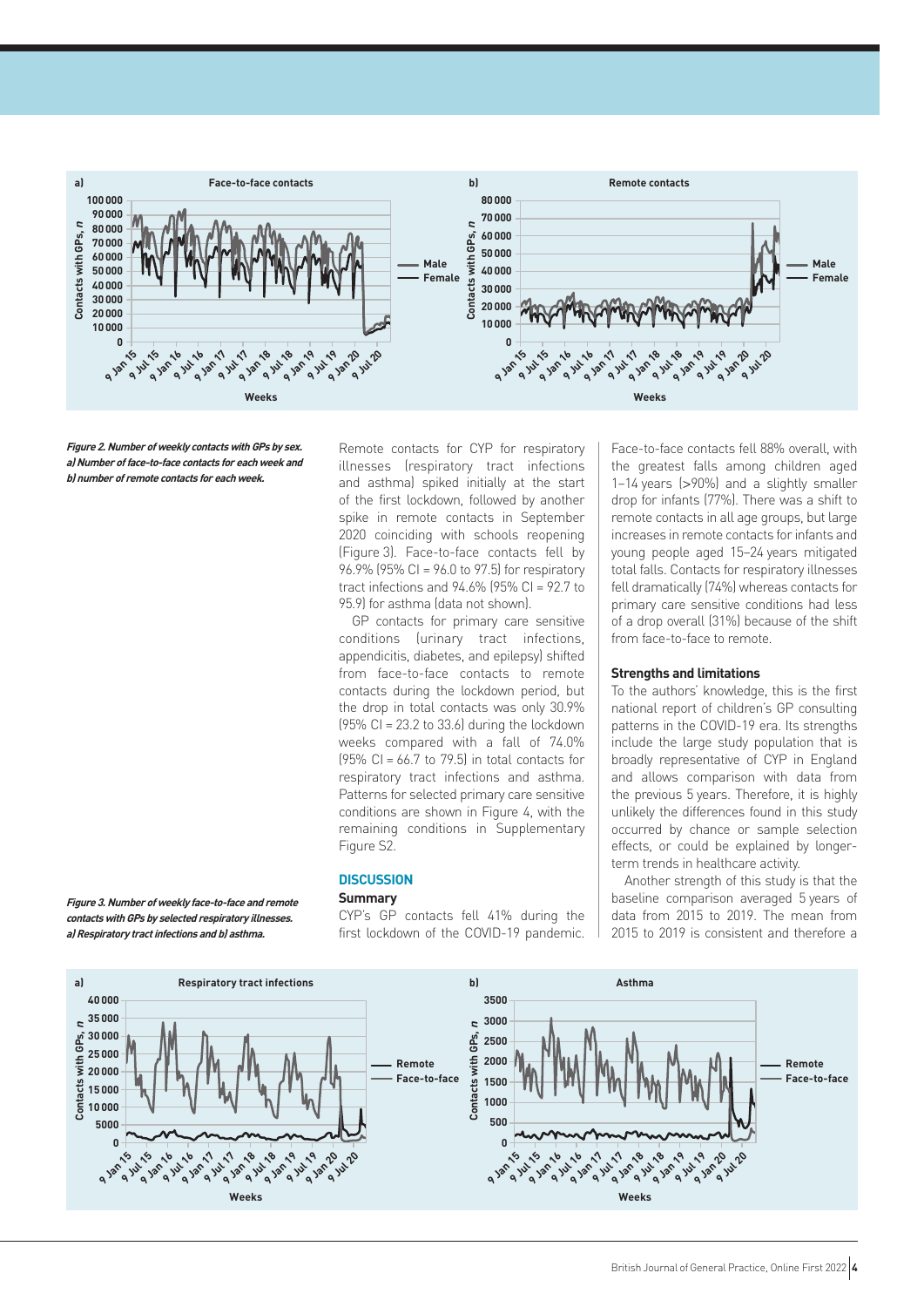*Figure 2. Number of weekly contacts with GPs by sex. a) Number of face-to-face contacts for each week and b) number of remote contacts for each week.*

*Figure 3. Number of weekly face-to-face and remote contacts with GPs by selected respiratory illnesses. a) Respiratory tract infections and b) asthma.*

Remote contacts for CYP for respiratory illnesses (respiratory tract infections and asthma) spiked initially at the start of the first lockdown, followed by another spike in remote contacts in September 2020 coinciding with schools reopening (Figure 3). Face-to-face contacts fell by 96.9% (95% CI = 96.0 to 97.5) for respiratory tract infections and 94.6% (95% CI = 92.7 to 95.9) for asthma (data not shown).

GP contacts for primary care sensitive conditions (urinary tract infections, appendicitis, diabetes, and epilepsy) shifted from face-to-face contacts to remote contacts during the lockdown period, but the drop in total contacts was only 30.9% (95% CI = 23.2 to 33.6) during the lockdown weeks compared with a fall of 74.0% (95% CI = 66.7 to 79.5) in total contacts for respiratory tract infections and asthma. Patterns for selected primary care sensitive conditions are shown in Figure 4, with the remaining conditions in Supplementary Figure S2.

## DISCUSSION

### Summary

CYP's GP contacts fell 41% during the first lockdown of the COVID-19 pandemic. Face-to-face contacts fell 88% overall, with the greatest falls among children aged 1–14 years (>90%) and a slightly smaller drop for infants (77%). There was a shift to remote contacts in all age groups, but large increases in remote contacts for infants and young people aged 15–24 years mitigated total falls. Contacts for respiratory illnesses fell dramatically (74%) whereas contacts for primary care sensitive conditions had less of a drop overall (31%) because of the shift from face-to-face to remote.

### Strengths and limitations

To the authors' knowledge, this is the first national report of children's GP consulting patterns in the COVID-19 era. Its strengths include the large study population that is broadly representative of CYP in England and allows comparison with data from the previous 5 years. Therefore, it is highly unlikely the differences found in this study occurred by chance or sample selection effects, or could be explained by longer-term trends in healthcare activity.

Another strength of this study is that the baseline comparison averaged 5 years of data from 2015 to 2019. The mean from 2015 to 2019 is consistent and therefore a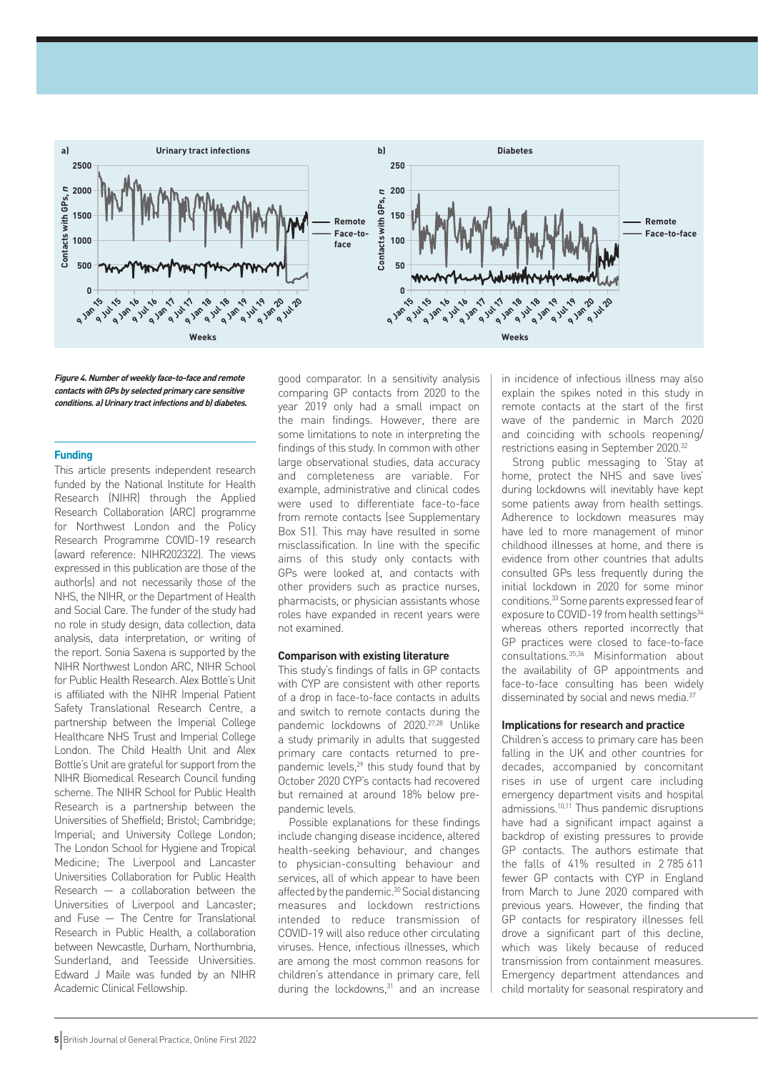**Figure 4. Number of weekly face-to-face and remote contacts with GPs by selected primary care sensitive conditions. a) Urinary tract infections and b) diabetes.**

## Funding

This article presents independent research funded by the National Institute for Health Research (NIHR) through the Applied Research Collaboration (ARC) programme for Northwest London and the Policy Research Programme COVID-19 research (award reference: NIHR202322). The views expressed in this publication are those of the author(s) and not necessarily those of the NHS, the NIHR, or the Department of Health and Social Care. The funder of the study had no role in study design, data collection, data analysis, data interpretation, or writing of the report. Sonia Saxena is supported by the NIHR Northwest London ARC, NIHR School for Public Health Research. Alex Bottle's Unit is affiliated with the NIHR Imperial Patient Safety Translational Research Centre, a partnership between the Imperial College Healthcare NHS Trust and Imperial College London. The Child Health Unit and Alex Bottle's Unit are grateful for support from the NIHR Biomedical Research Council funding scheme. The NIHR School for Public Health Research is a partnership between the Universities of Sheffield; Bristol; Cambridge; Imperial; and University College London; The London School for Hygiene and Tropical Medicine; The Liverpool and Lancaster Universities Collaboration for Public Health Research — a collaboration between the Universities of Liverpool and Lancaster; and Fuse — The Centre for Translational Research in Public Health, a collaboration between Newcastle, Durham, Northumbria, Sunderland, and Teesside Universities. Edward J Maile was funded by an NIHR Academic Clinical Fellowship.

good comparator. In a sensitivity analysis comparing GP contacts from 2020 to the year 2019 only had a small impact on the main findings. However, there are some limitations to note in interpreting the findings of this study. In common with other large observational studies, data accuracy and completeness are variable. For example, administrative and clinical codes were used to differentiate face-to-face from remote contacts (see Supplementary Box S1). This may have resulted in some misclassification. In line with the specific aims of this study only contacts with GPs were looked at, and contacts with other providers such as practice nurses, pharmacists, or physician assistants whose roles have expanded in recent years were not examined.

### Comparison with existing literature

This study's findings of falls in GP contacts with CYP are consistent with other reports of a drop in face-to-face contacts in adults and switch to remote contacts during the pandemic lockdowns of 2020.[27,28] Unlike a study primarily in adults that suggested primary care contacts returned to pre-pandemic levels,[29] this study found that by October 2020 CYP's contacts had recovered but remained at around 18% below pre-pandemic levels.

Possible explanations for these findings include changing disease incidence, altered health-seeking behaviour, and changes to physician-consulting behaviour and services, all of which appear to have been affected by the pandemic.[30] Social distancing measures and lockdown restrictions intended to reduce transmission of COVID-19 will also reduce other circulating viruses. Hence, infectious illnesses, which are among the most common reasons for children's attendance in primary care, fell during the lockdowns,[31] and an increase in incidence of infectious illness may also explain the spikes noted in this study in remote contacts at the start of the first wave of the pandemic in March 2020 and coinciding with schools reopening/restrictions easing in September 2020.[32]

Strong public messaging to 'Stay at home, protect the NHS and save lives' during lockdowns will inevitably have kept some patients away from health settings. Adherence to lockdown measures may have led to more management of minor childhood illnesses at home, and there is evidence from other countries that adults consulted GPs less frequently during the initial lockdown in 2020 for some minor conditions.[33] Some parents expressed fear of exposure to COVID-19 from health settings[34] whereas others reported incorrectly that GP practices were closed to face-to-face consultations.[35,36] Misinformation about the availability of GP appointments and face-to-face consulting has been widely disseminated by social and news media.[37]

### Implications for research and practice

Children's access to primary care has been falling in the UK and other countries for decades, accompanied by concomitant rises in use of urgent care including emergency department visits and hospital admissions.[10,11] Thus pandemic disruptions have had a significant impact against a backdrop of existing pressures to provide GP contacts. The authors estimate that the falls of 41% resulted in 2 785 611 fewer GP contacts with CYP in England from March to June 2020 compared with previous years. However, the finding that GP contacts for respiratory illnesses fell drove a significant part of this decline, which was likely because of reduced transmission from containment measures. Emergency department attendances and child mortality for seasonal respiratory and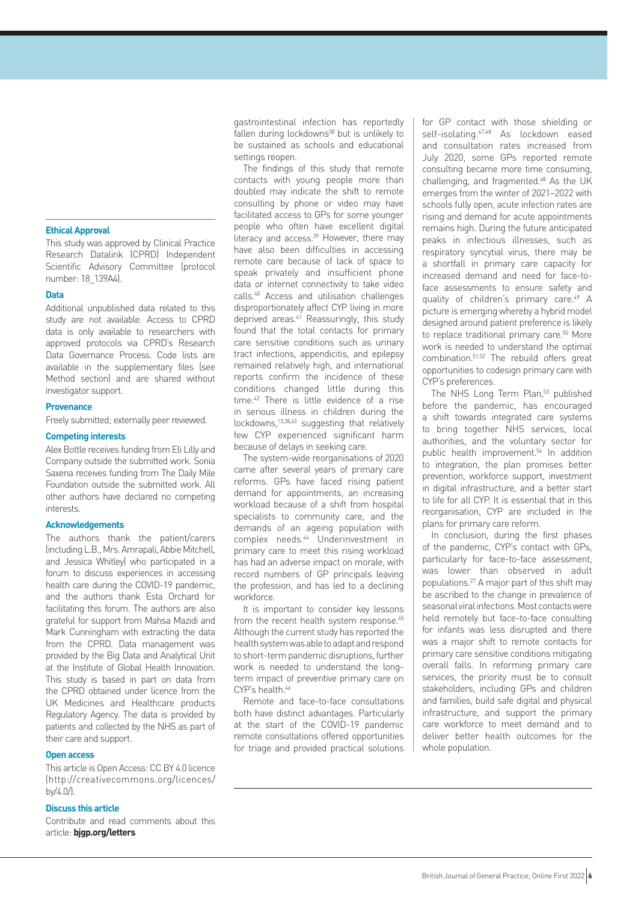gastrointestinal infection has reportedly fallen during lockdowns[38] but is unlikely to be sustained as schools and educational settings reopen.

The findings of this study that remote contacts with young people more than doubled may indicate the shift to remote consulting by phone or video may have facilitated access to GPs for some younger people who often have excellent digital literacy and access.[39] However, there may have also been difficulties in accessing remote care because of lack of space to speak privately and insufficient phone data or internet connectivity to take video calls.[40] Access and utilisation challenges disproportionately affect CYP living in more deprived areas.[41] Reassuringly, this study found that the total contacts for primary care sensitive conditions such as urinary tract infections, appendicitis, and epilepsy remained relatively high, and international reports confirm the incidence of these conditions changed little during this time.[42] There is little evidence of a rise in serious illness in children during the lockdowns,[13,38,43] suggesting that relatively few CYP experienced significant harm because of delays in seeking care.

The system-wide reorganisations of 2020 came after several years of primary care reforms. GPs have faced rising patient demand for appointments, an increasing workload because of a shift from hospital specialists to community care, and the demands of an ageing population with complex needs.[44] Underinvestment in primary care to meet this rising workload has had an adverse impact on morale, with record numbers of GP principals leaving the profession, and has led to a declining workforce.

It is important to consider key lessons from the recent health system response.[45] Although the current study has reported the health system was able to adapt and respond to short-term pandemic disruptions, further work is needed to understand the long-term impact of preventive primary care on CYP's health.[46]

Remote and face-to-face consultations both have distinct advantages. Particularly at the start of the COVID-19 pandemic remote consultations offered opportunities for triage and provided practical solutions for GP contact with those shielding or self-isolating.[47,48] As lockdown eased and consultation rates increased from July 2020, some GPs reported remote consulting became more time consuming, challenging, and fragmented.[48] As the UK emerges from the winter of 2021–2022 with schools fully open, acute infection rates are rising and demand for acute appointments remains high. During the future anticipated peaks in infectious illnesses, such as respiratory syncytial virus, there may be a shortfall in primary care capacity for increased demand and need for face-to-face assessments to ensure safety and quality of children's primary care.[49] A picture is emerging whereby a hybrid model designed around patient preference is likely to replace traditional primary care.[50] More work is needed to understand the optimal combination.[51,52] The rebuild offers great opportunities to codesign primary care with CYP's preferences.

The NHS Long Term Plan,[53] published before the pandemic, has encouraged a shift towards integrated care systems to bring together NHS services, local authorities, and the voluntary sector for public health improvement.[54] In addition to integration, the plan promises better prevention, workforce support, investment in digital infrastructure, and a better start to life for all CYP. It is essential that in this reorganisation, CYP are included in the plans for primary care reform.

In conclusion, during the first phases of the pandemic, CYP's contact with GPs, particularly for face-to-face assessment, was lower than observed in adult populations.[27] A major part of this shift may be ascribed to the change in prevalence of seasonal viral infections. Most contacts were held remotely but face-to-face consulting for infants was less disrupted and there was a major shift to remote contacts for primary care sensitive conditions mitigating overall falls. In reforming primary care services, the priority must be to consult stakeholders, including GPs and children and families, build safe digital and physical infrastructure, and support the primary care workforce to meet demand and to deliver better health outcomes for the whole population.

#### Ethical Approval

This study was approved by Clinical Practice Research Datalink (CPRD) Independent Scientific Advisory Committee (protocol number: 18_139A4).

#### Data

Additional unpublished data related to this study are not available. Access to CPRD data is only available to researchers with approved protocols via CPRD's Research Data Governance Process. Code lists are available in the supplementary files (see Method section) and are shared without investigator support.

#### Provenance

Freely submitted; externally peer reviewed.

#### Competing interests

Alex Bottle receives funding from Eli Lilly and Company outside the submitted work. Sonia Saxena receives funding from The Daily Mile Foundation outside the submitted work. All other authors have declared no competing interests.

#### Acknowledgements

The authors thank the patient/carers (including L.B., Mrs. Amrapali, Abbie Mitchell, and Jessica Whitley) who participated in a forum to discuss experiences in accessing health care during the COVID-19 pandemic, and the authors thank Esta Orchard for facilitating this forum. The authors are also grateful for support from Mahsa Mazidi and Mark Cunningham with extracting the data from the CPRD. Data management was provided by the Big Data and Analytical Unit at the Institute of Global Health Innovation. This study is based in part on data from the CPRD obtained under licence from the UK Medicines and Healthcare products Regulatory Agency. The data is provided by patients and collected by the NHS as part of their care and support.

#### Open access

This article is Open Access: CC BY 4.0 licence (http://creativecommons.org/licences/by/4.0/).

#### Discuss this article

Contribute and read comments about this article: **bjgp.org/letters**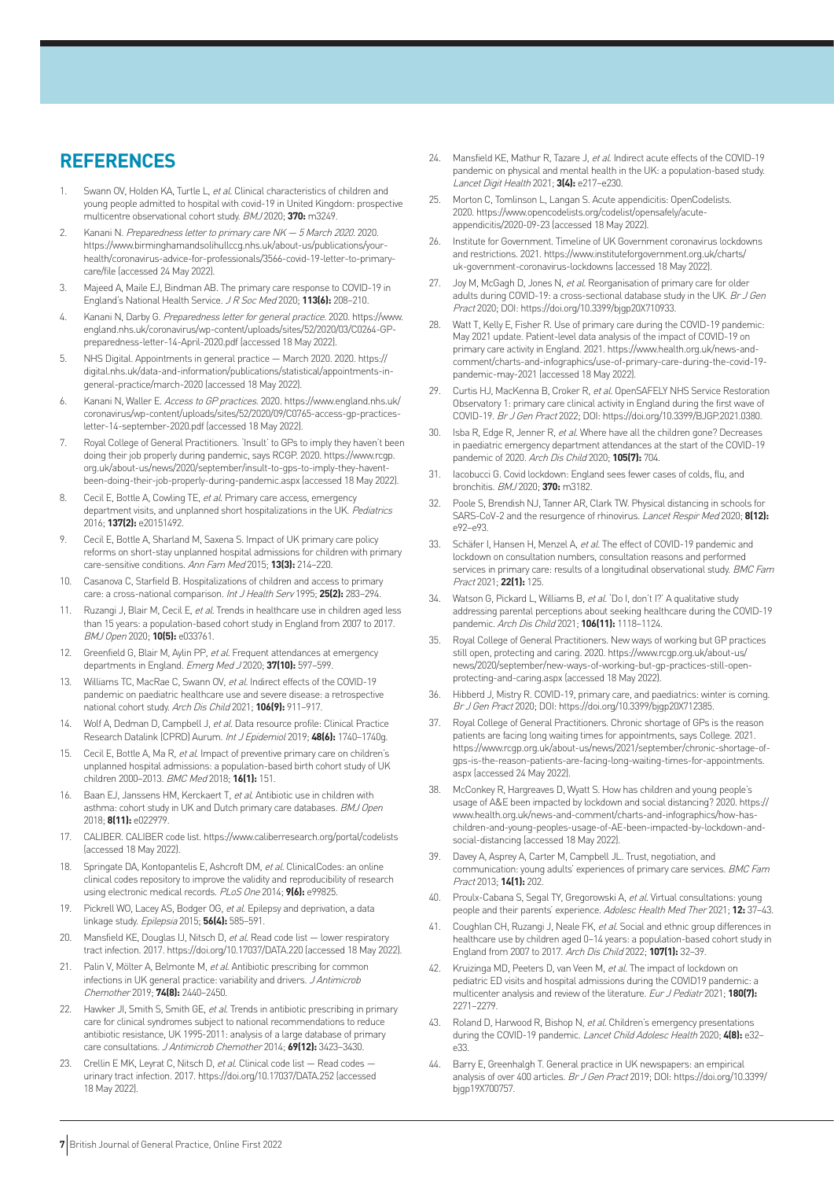## REFERENCES

1. Swann OV, Holden KA, Turtle L, *et al.* Clinical characteristics of children and young people admitted to hospital with covid-19 in United Kingdom: prospective multicentre observational cohort study. *BMJ* 2020; **370:** m3249.
2. Kanani N. *Preparedness letter to primary care NK — 5 March 2020.* 2020. https://www.birminghamandsolihullccg.nhs.uk/about-us/publications/your-health/coronavirus-advice-for-professionals/3566-covid-19-letter-to-primary-care/file (accessed 24 May 2022).
3. Majeed A, Maile EJ, Bindman AB. The primary care response to COVID-19 in England's National Health Service. *J R Soc Med* 2020; **113(6):** 208–210.
4. Kanani N, Darby G. *Preparedness letter for general practice.* 2020. https://www.england.nhs.uk/coronavirus/wp-content/uploads/sites/52/2020/03/C0264-GP-preparedness-letter-14-April-2020.pdf (accessed 18 May 2022).
5. NHS Digital. Appointments in general practice — March 2020. 2020. https://digital.nhs.uk/data-and-information/publications/statistical/appointments-in-general-practice/march-2020 (accessed 18 May 2022).
6. Kanani N, Waller E. *Access to GP practices.* 2020. https://www.england.nhs.uk/coronavirus/wp-content/uploads/sites/52/2020/09/C0765-access-gp-practices-letter-14-september-2020.pdf (accessed 18 May 2022).
7. Royal College of General Practitioners. 'Insult' to GPs to imply they haven't been doing their job properly during pandemic, says RCGP. 2020. https://www.rcgp.org.uk/about-us/news/2020/september/insult-to-gps-to-imply-they-havent-been-doing-their-job-properly-during-pandemic.aspx (accessed 18 May 2022).
8. Cecil E, Bottle A, Cowling TE, *et al.* Primary care access, emergency department visits, and unplanned short hospitalizations in the UK. *Pediatrics* 2016; **137(2):** e20151492.
9. Cecil E, Bottle A, Sharland M, Saxena S. Impact of UK primary care policy reforms on short-stay unplanned hospital admissions for children with primary care-sensitive conditions. *Ann Fam Med* 2015; **13(3):** 214–220.
10. Casanova C, Starfield B. Hospitalizations of children and access to primary care: a cross-national comparison. *Int J Health Serv* 1995; **25(2):** 283–294.
11. Ruzangi J, Blair M, Cecil E, *et al.* Trends in healthcare use in children aged less than 15 years: a population-based cohort study in England from 2007 to 2017. *BMJ Open* 2020; **10(5):** e033761.
12. Greenfield G, Blair M, Aylin PP, *et al.* Frequent attendances at emergency departments in England. *Emerg Med J* 2020; **37(10):** 597–599.
13. Williams TC, MacRae C, Swann OV, *et al.* Indirect effects of the COVID-19 pandemic on paediatric healthcare use and severe disease: a retrospective national cohort study. *Arch Dis Child* 2021; **106(9):** 911–917.
14. Wolf A, Dedman D, Campbell J, *et al.* Data resource profile: Clinical Practice Research Datalink (CPRD) Aurum. *Int J Epidemiol* 2019; **48(6):** 1740–1740g.
15. Cecil E, Bottle A, Ma R, *et al.* Impact of preventive primary care on children's unplanned hospital admissions: a population-based birth cohort study of UK children 2000–2013. *BMC Med* 2018; **16(1):** 151.
16. Baan EJ, Janssens HM, Kerckaert T, *et al.* Antibiotic use in children with asthma: cohort study in UK and Dutch primary care databases. *BMJ Open* 2018; **8(11):** e022979.
17. CALIBER. CALIBER code list. https://www.caliberresearch.org/portal/codelists (accessed 18 May 2022).
18. Springate DA, Kontopantelis E, Ashcroft DM, *et al.* ClinicalCodes: an online clinical codes repository to improve the validity and reproducibility of research using electronic medical records. *PLoS One* 2014; **9(6):** e99825.
19. Pickrell WO, Lacey AS, Bodger OG, *et al.* Epilepsy and deprivation, a data linkage study. *Epilepsia* 2015; **56(4):** 585–591.
20. Mansfield KE, Douglas IJ, Nitsch D, *et al.* Read code list — lower respiratory tract infection. 2017. https://doi.org/10.17037/DATA.220 (accessed 18 May 2022).
21. Palin V, Mölter A, Belmonte M, *et al.* Antibiotic prescribing for common infections in UK general practice: variability and drivers. *J Antimicrob Chemother* 2019; **74(8):** 2440–2450.
22. Hawker JI, Smith S, Smith GE, *et al.* Trends in antibiotic prescribing in primary care for clinical syndromes subject to national recommendations to reduce antibiotic resistance, UK 1995–2011: analysis of a large database of primary care consultations. *J Antimicrob Chemother* 2014; **69(12):** 3423–3430.
23. Crellin E MK, Leyrat C, Nitsch D, *et al.* Clinical code list — Read codes — urinary tract infection. 2017. https://doi.org/10.17037/DATA.252 (accessed 18 May 2022).
24. Mansfield KE, Mathur R, Tazare J, *et al.* Indirect acute effects of the COVID-19 pandemic on physical and mental health in the UK: a population-based study. *Lancet Digit Health* 2021; **3(4):** e217–e230.
25. Morton C, Tomlinson L, Langan S. Acute appendicitis: OpenCodelists. 2020. https://www.opencodelists.org/codelist/opensafely/acute-appendicitis/2020-09-23 (accessed 18 May 2022).
26. Institute for Government. Timeline of UK Government coronavirus lockdowns and restrictions. 2021. https://www.instituteforgovernment.org.uk/charts/uk-government-coronavirus-lockdowns (accessed 18 May 2022).
27. Joy M, McGagh D, Jones N, *et al.* Reorganisation of primary care for older adults during COVID-19: a cross-sectional database study in the UK. *Br J Gen Pract* 2020; DOI: https://doi.org/10.3399/bjgp20X710933.
28. Watt T, Kelly E, Fisher R. Use of primary care during the COVID-19 pandemic: May 2021 update. Patient-level data analysis of the impact of COVID-19 on primary care activity in England. 2021. https://www.health.org.uk/news-and-comment/charts-and-infographics/use-of-primary-care-during-the-covid-19-pandemic-may-2021 (accessed 18 May 2022).
29. Curtis HJ, MacKenna B, Croker R, *et al.* OpenSAFELY NHS Service Restoration Observatory 1: primary care clinical activity in England during the first wave of COVID-19. *Br J Gen Pract* 2022; DOI: https://doi.org/10.3399/BJGP.2021.0380.
30. Isba R, Edge R, Jenner R, *et al.* Where have all the children gone? Decreases in paediatric emergency department attendances at the start of the COVID-19 pandemic of 2020. *Arch Dis Child* 2020; **105(7):** 704.
31. Iacobucci G. Covid lockdown: England sees fewer cases of colds, flu, and bronchitis. *BMJ* 2020; **370:** m3182.
32. Poole S, Brendish NJ, Tanner AR, Clark TW. Physical distancing in schools for SARS-CoV-2 and the resurgence of rhinovirus. *Lancet Respir Med* 2020; **8(12):** e92–e93.
33. Schäfer I, Hansen H, Menzel A, *et al.* The effect of COVID-19 pandemic and lockdown on consultation numbers, consultation reasons and performed services in primary care: results of a longitudinal observational study. *BMC Fam Pract* 2021; **22(1):** 125.
34. Watson G, Pickard L, Williams B, *et al.* 'Do I, don't I?' A qualitative study addressing parental perceptions about seeking healthcare during the COVID-19 pandemic. *Arch Dis Child* 2021; **106(11):** 1118–1124.
35. Royal College of General Practitioners. New ways of working but GP practices still open, protecting and caring. 2020. https://www.rcgp.org.uk/about-us/news/2020/september/new-ways-of-working-but-gp-practices-still-open-protecting-and-caring.aspx (accessed 18 May 2022).
36. Hibberd J, Mistry R. COVID-19, primary care, and paediatrics: winter is coming. *Br J Gen Pract* 2020; DOI: https://doi.org/10.3399/bjgp20X712385.
37. Royal College of General Practitioners. Chronic shortage of GPs is the reason patients are facing long waiting times for appointments, says College. 2021. https://www.rcgp.org.uk/about-us/news/2021/september/chronic-shortage-of-gps-is-the-reason-patients-are-facing-long-waiting-times-for-appointments.aspx (accessed 24 May 2022).
38. McConkey R, Hargreaves D, Wyatt S. How has children and young people's usage of A&E been impacted by lockdown and social distancing? 2020. https://www.health.org.uk/news-and-comment/charts-and-infographics/how-has-children-and-young-peoples-usage-of-AE-been-impacted-by-lockdown-and-social-distancing (accessed 18 May 2022).
39. Davey A, Asprey A, Carter M, Campbell JL. Trust, negotiation, and communication: young adults' experiences of primary care services. *BMC Fam Pract* 2013; **14(1):** 202.
40. Proulx-Cabana S, Segal TY, Gregorowski A, *et al.* Virtual consultations: young people and their parents' experience. *Adolesc Health Med Ther* 2021; **12:** 37–43.
41. Coughlan CH, Ruzangi J, Neale FK, *et al.* Social and ethnic group differences in healthcare use by children aged 0–14 years: a population-based cohort study in England from 2007 to 2017. *Arch Dis Child* 2022; **107(1):** 32–39.
42. Kruizinga MD, Peeters D, van Veen M, *et al.* The impact of lockdown on pediatric ED visits and hospital admissions during the COVID19 pandemic: a multicenter analysis and review of the literature. *Eur J Pediatr* 2021; **180(7):** 2271–2279.
43. Roland D, Harwood R, Bishop N, *et al.* Children's emergency presentations during the COVID-19 pandemic. *Lancet Child Adolesc Health* 2020; **4(8):** e32–e33.
44. Barry E, Greenhalgh T. General practice in UK newspapers: an empirical analysis of over 400 articles. *Br J Gen Pract* 2019; DOI: https://doi.org/10.3399/bjgp19X700757.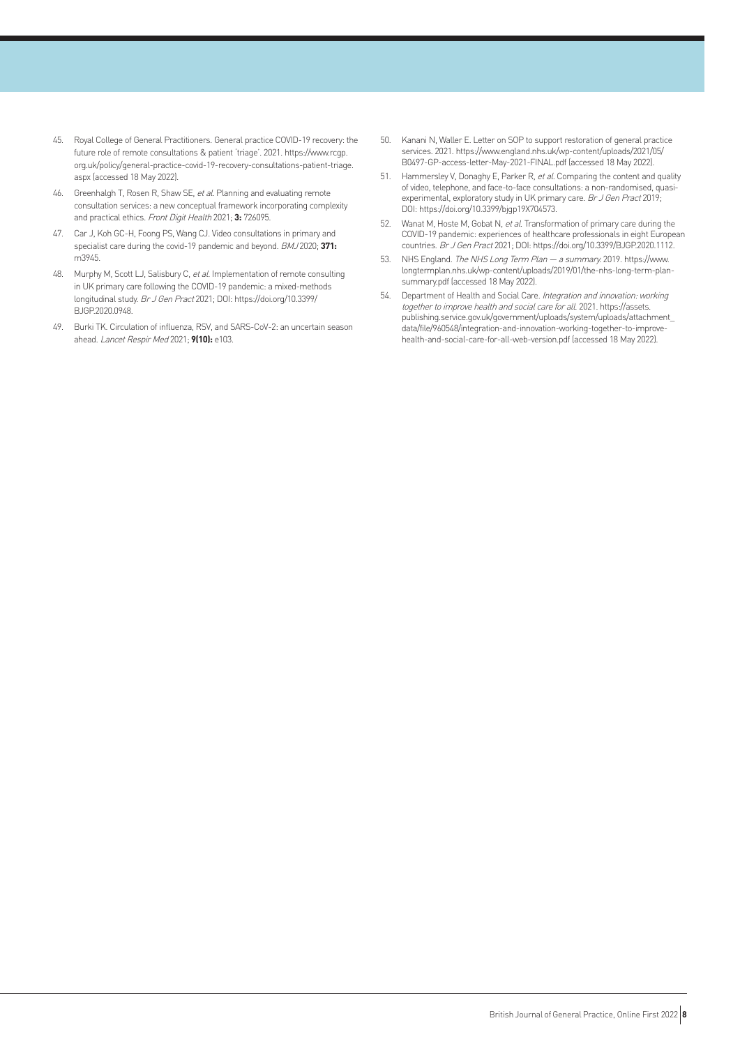45. Royal College of General Practitioners. General practice COVID-19 recovery: the future role of remote consultations & patient 'triage'. 2021. https://www.rcgp.org.uk/policy/general-practice-covid-19-recovery-consultations-patient-triage.aspx (accessed 18 May 2022).
46. Greenhalgh T, Rosen R, Shaw SE, *et al*. Planning and evaluating remote consultation services: a new conceptual framework incorporating complexity and practical ethics. *Front Digit Health* 2021; **3:** 726095.
47. Car J, Koh GC-H, Foong PS, Wang CJ. Video consultations in primary and specialist care during the covid-19 pandemic and beyond. *BMJ* 2020; **371:** m3945.
48. Murphy M, Scott LJ, Salisbury C, *et al*. Implementation of remote consulting in UK primary care following the COVID-19 pandemic: a mixed-methods longitudinal study. *Br J Gen Pract* 2021; DOI: https://doi.org/10.3399/BJGP.2020.0948.
49. Burki TK. Circulation of influenza, RSV, and SARS-CoV-2: an uncertain season ahead. *Lancet Respir Med* 2021; **9(10):** e103.
50. Kanani N, Waller E. Letter on SOP to support restoration of general practice services. 2021. https://www.england.nhs.uk/wp-content/uploads/2021/05/B0497-GP-access-letter-May-2021-FINAL.pdf (accessed 18 May 2022).
51. Hammersley V, Donaghy E, Parker R, *et al*. Comparing the content and quality of video, telephone, and face-to-face consultations: a non-randomised, quasi-experimental, exploratory study in UK primary care. *Br J Gen Pract* 2019; DOI: https://doi.org/10.3399/bjgp19X704573.
52. Wanat M, Hoste M, Gobat N, *et al*. Transformation of primary care during the COVID-19 pandemic: experiences of healthcare professionals in eight European countries. *Br J Gen Pract* 2021; DOI: https://doi.org/10.3399/BJGP.2020.1112.
53. NHS England. *The NHS Long Term Plan — a summary.* 2019. https://www.longtermplan.nhs.uk/wp-content/uploads/2019/01/the-nhs-long-term-plan-summary.pdf (accessed 18 May 2022).
54. Department of Health and Social Care. *Integration and innovation: working together to improve health and social care for all.* 2021. https://assets.publishing.service.gov.uk/government/uploads/system/uploads/attachment_data/file/960548/integration-and-innovation-working-together-to-improve-health-and-social-care-for-all-web-version.pdf (accessed 18 May 2022).